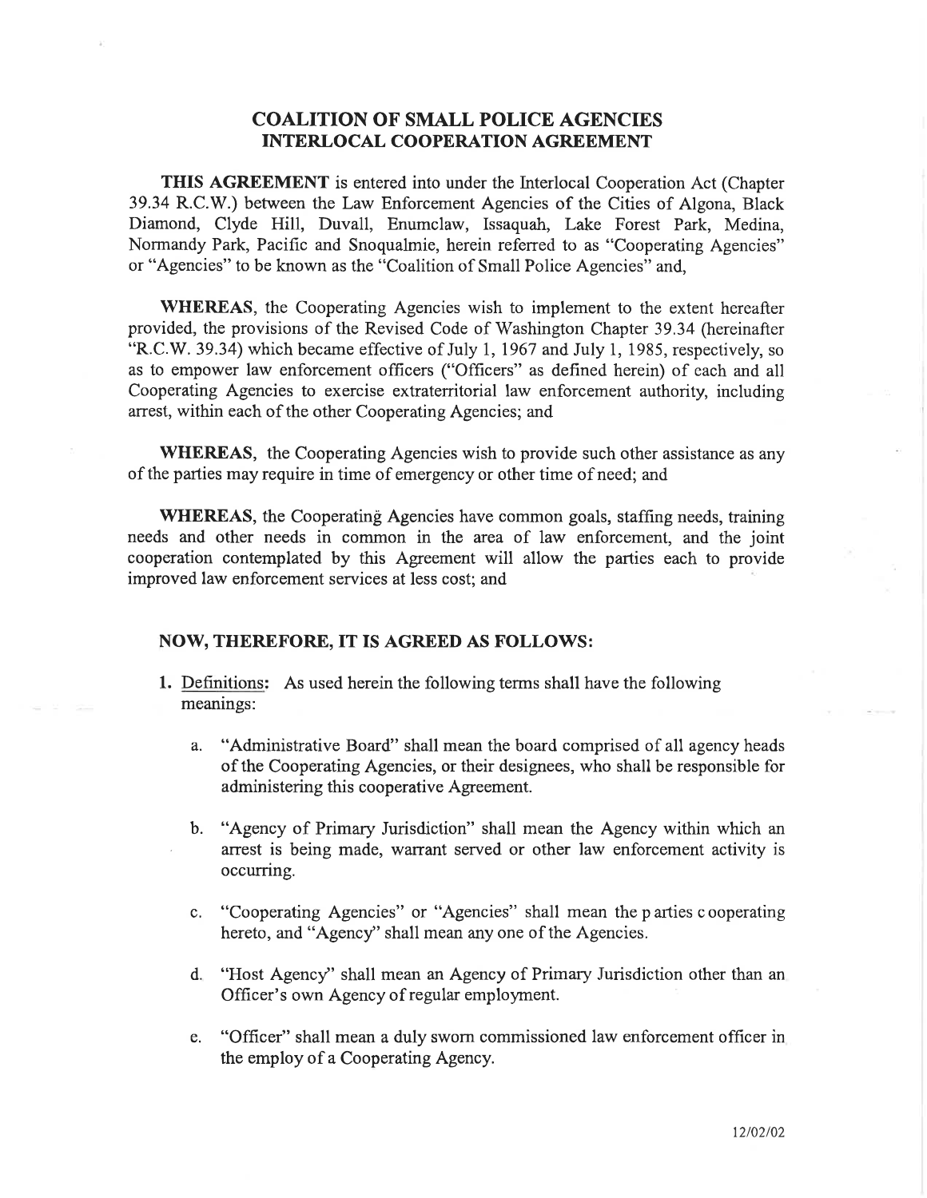# COALITION OF SMALL POLICE AGENCIES
## INTERLOCAL COOPERATION AGREEMENT

**THIS AGREEMENT** is entered into under the Interlocal Cooperation Act (Chapter 39.34 R.C.W.) between the Law Enforcement Agencies of the Cities of Algona, Black Diamond, Clyde Hill, Duvall, Enumclaw, Issaquah, Lake Forest Park, Medina, Normandy Park, Pacific and Snoqualmie, herein referred to as "Cooperating Agencies" or "Agencies" to be known as the "Coalition of Small Police Agencies" and,

**WHEREAS**, the Cooperating Agencies wish to implement to the extent hereafter provided, the provisions of the Revised Code of Washington Chapter 39.34 (hereinafter "R.C.W. 39.34) which became effective of July 1, 1967 and July 1, 1985, respectively, so as to empower law enforcement officers ("Officers" as defined herein) of each and all Cooperating Agencies to exercise extraterritorial law enforcement authority, including arrest, within each of the other Cooperating Agencies; and

**WHEREAS**, the Cooperating Agencies wish to provide such other assistance as any of the parties may require in time of emergency or other time of need; and

**WHEREAS**, the Cooperating Agencies have common goals, staffing needs, training needs and other needs in common in the area of law enforcement, and the joint cooperation contemplated by this Agreement will allow the parties each to provide improved law enforcement services at less cost; and

### NOW, THEREFORE, IT IS AGREED AS FOLLOWS:

1. Definitions: As used herein the following terms shall have the following meanings:

   a. "Administrative Board" shall mean the board comprised of all agency heads of the Cooperating Agencies, or their designees, who shall be responsible for administering this cooperative Agreement.

   b. "Agency of Primary Jurisdiction" shall mean the Agency within which an arrest is being made, warrant served or other law enforcement activity is occurring.

   c. "Cooperating Agencies" or "Agencies" shall mean the parties cooperating hereto, and "Agency" shall mean any one of the Agencies.

   d. "Host Agency" shall mean an Agency of Primary Jurisdiction other than an Officer's own Agency of regular employment.

   e. "Officer" shall mean a duly sworn commissioned law enforcement officer in the employ of a Cooperating Agency.

12/02/02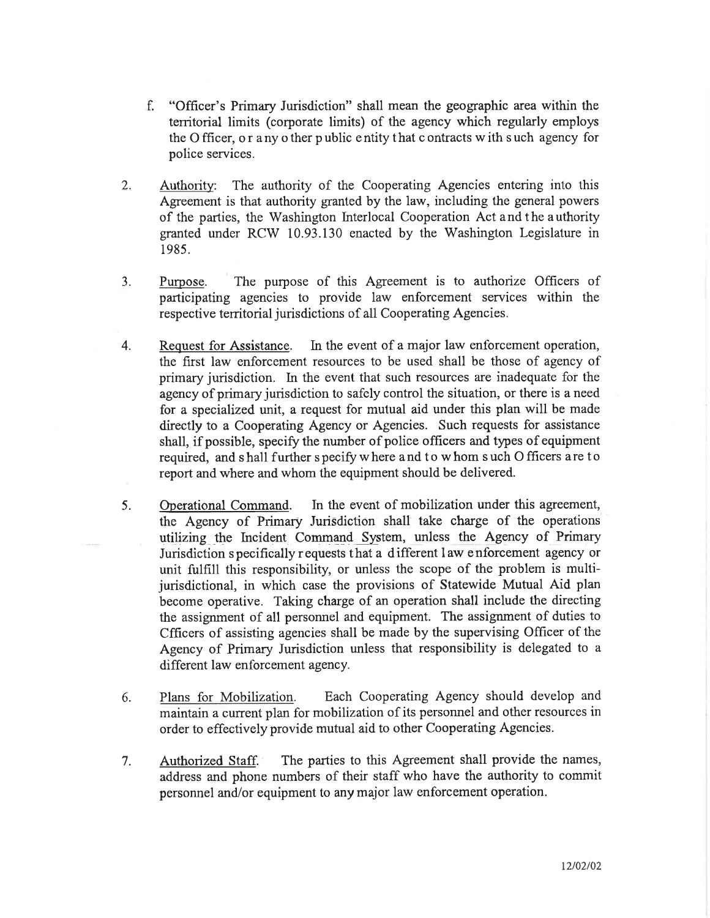f. "Officer's Primary Jurisdiction" shall mean the geographic area within the territorial limits (corporate limits) of the agency which regularly employs the Officer, or any other public entity that contracts with such agency for police services.

2. Authority: The authority of the Cooperating Agencies entering into this Agreement is that authority granted by the law, including the general powers of the parties, the Washington Interlocal Cooperation Act and the authority granted under RCW 10.93.130 enacted by the Washington Legislature in 1985.

3. Purpose. The purpose of this Agreement is to authorize Officers of participating agencies to provide law enforcement services within the respective territorial jurisdictions of all Cooperating Agencies.

4. Request for Assistance. In the event of a major law enforcement operation, the first law enforcement resources to be used shall be those of agency of primary jurisdiction. In the event that such resources are inadequate for the agency of primary jurisdiction to safely control the situation, or there is a need for a specialized unit, a request for mutual aid under this plan will be made directly to a Cooperating Agency or Agencies. Such requests for assistance shall, if possible, specify the number of police officers and types of equipment required, and shall further specify where and to whom such Officers are to report and where and whom the equipment should be delivered.

5. Operational Command. In the event of mobilization under this agreement, the Agency of Primary Jurisdiction shall take charge of the operations utilizing the Incident Command System, unless the Agency of Primary Jurisdiction specifically requests that a different law enforcement agency or unit fulfill this responsibility, or unless the scope of the problem is multi-jurisdictional, in which case the provisions of Statewide Mutual Aid plan become operative. Taking charge of an operation shall include the directing the assignment of all personnel and equipment. The assignment of duties to Cfficers of assisting agencies shall be made by the supervising Officer of the Agency of Primary Jurisdiction unless that responsibility is delegated to a different law enforcement agency.

6. Plans for Mobilization. Each Cooperating Agency should develop and maintain a current plan for mobilization of its personnel and other resources in order to effectively provide mutual aid to other Cooperating Agencies.

7. Authorized Staff. The parties to this Agreement shall provide the names, address and phone numbers of their staff who have the authority to commit personnel and/or equipment to any major law enforcement operation.

12/02/02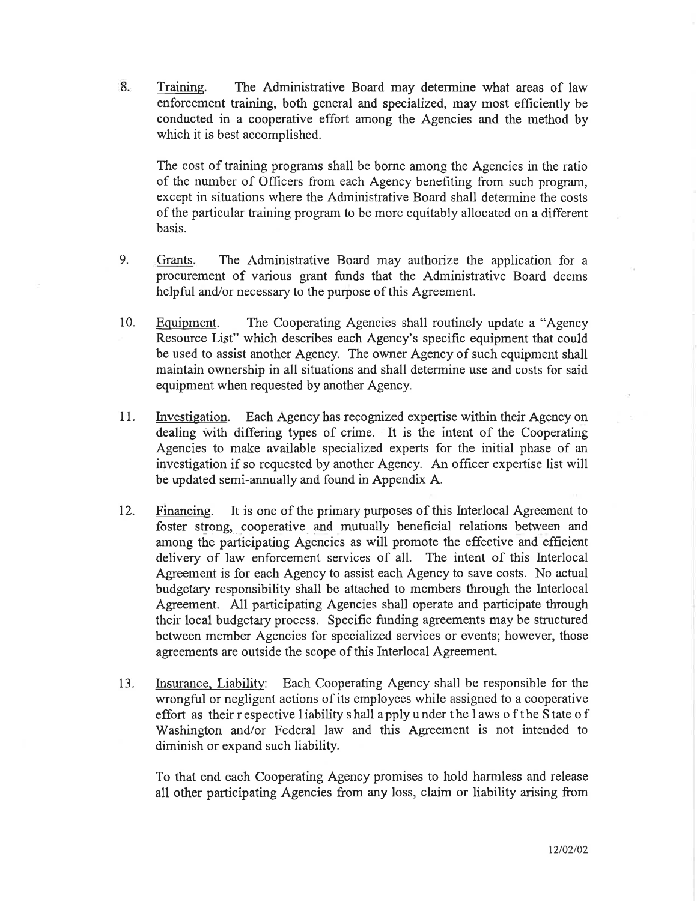8. <u>Training</u>. The Administrative Board may determine what areas of law enforcement training, both general and specialized, may most efficiently be conducted in a cooperative effort among the Agencies and the method by which it is best accomplished.

   The cost of training programs shall be borne among the Agencies in the ratio of the number of Officers from each Agency benefiting from such program, except in situations where the Administrative Board shall determine the costs of the particular training program to be more equitably allocated on a different basis.

9. <u>Grants</u>. The Administrative Board may authorize the application for a procurement of various grant funds that the Administrative Board deems helpful and/or necessary to the purpose of this Agreement.

10. <u>Equipment</u>. The Cooperating Agencies shall routinely update a "Agency Resource List" which describes each Agency's specific equipment that could be used to assist another Agency. The owner Agency of such equipment shall maintain ownership in all situations and shall determine use and costs for said equipment when requested by another Agency.

11. <u>Investigation</u>. Each Agency has recognized expertise within their Agency on dealing with differing types of crime. It is the intent of the Cooperating Agencies to make available specialized experts for the initial phase of an investigation if so requested by another Agency. An officer expertise list will be updated semi-annually and found in Appendix A.

12. <u>Financing</u>. It is one of the primary purposes of this Interlocal Agreement to foster strong, cooperative and mutually beneficial relations between and among the participating Agencies as will promote the effective and efficient delivery of law enforcement services of all. The intent of this Interlocal Agreement is for each Agency to assist each Agency to save costs. No actual budgetary responsibility shall be attached to members through the Interlocal Agreement. All participating Agencies shall operate and participate through their local budgetary process. Specific funding agreements may be structured between member Agencies for specialized services or events; however, those agreements are outside the scope of this Interlocal Agreement.

13. <u>Insurance, Liability</u>: Each Cooperating Agency shall be responsible for the wrongful or negligent actions of its employees while assigned to a cooperative effort as their respective liability shall apply under the laws of the State of Washington and/or Federal law and this Agreement is not intended to diminish or expand such liability.

    To that end each Cooperating Agency promises to hold harmless and release all other participating Agencies from any loss, claim or liability arising from

12/02/02